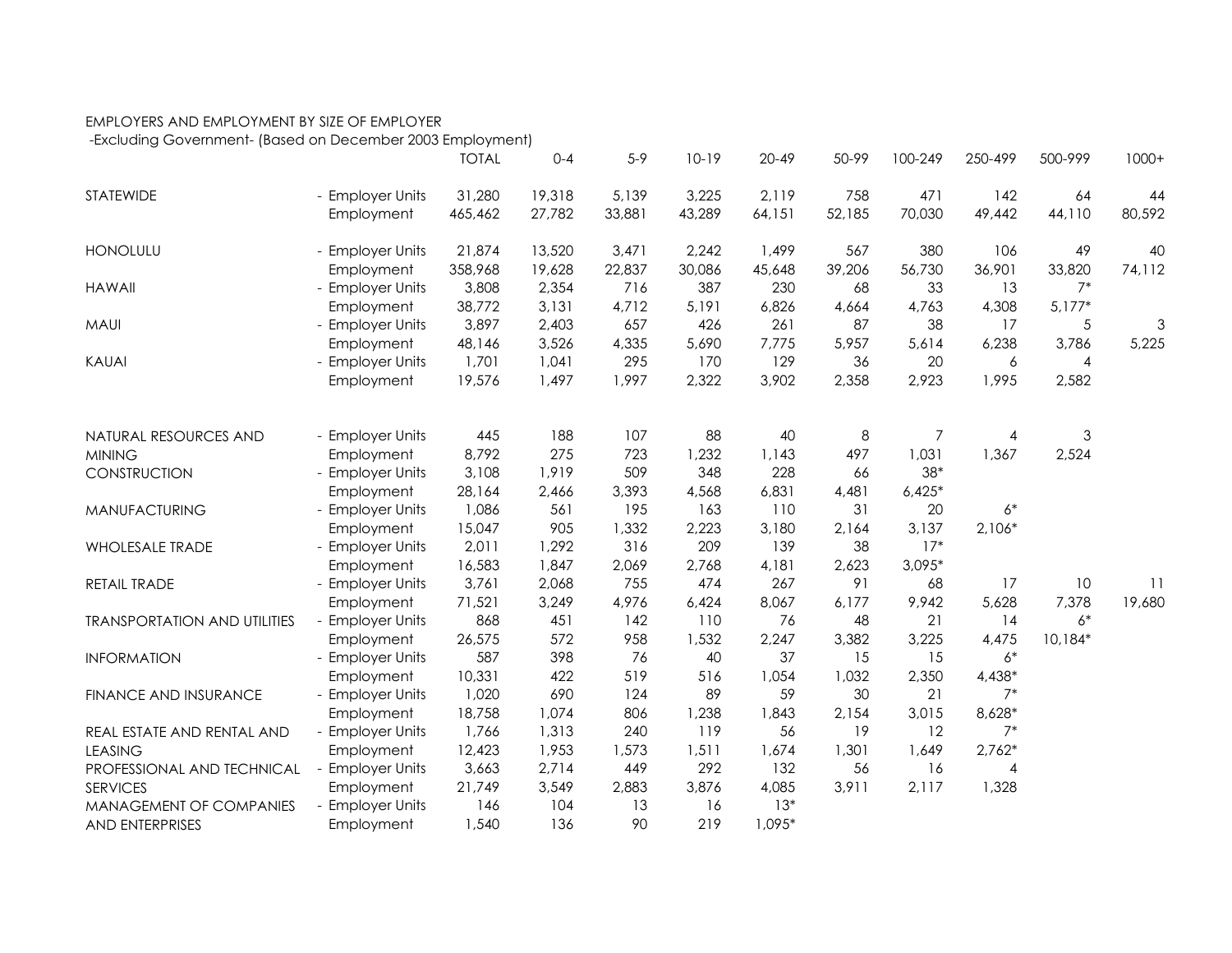EMPLOYERS AND EMPLOYMENT BY SIZE OF EMPLOYER

-Excluding Government- (Based on December 2003 Employment)

| | | TOTAL | 0-4 | 5-9 | 10-19 | 20-49 | 50-99 | 100-249 | 250-499 | 500-999 | 1000+ |
|---|---|---|---|---|---|---|---|---|---|---|---|
| STATEWIDE | - Employer Units | 31,280 | 19,318 | 5,139 | 3,225 | 2,119 | 758 | 471 | 142 | 64 | 44 |
| | Employment | 465,462 | 27,782 | 33,881 | 43,289 | 64,151 | 52,185 | 70,030 | 49,442 | 44,110 | 80,592 |
| HONOLULU | - Employer Units | 21,874 | 13,520 | 3,471 | 2,242 | 1,499 | 567 | 380 | 106 | 49 | 40 |
| | Employment | 358,968 | 19,628 | 22,837 | 30,086 | 45,648 | 39,206 | 56,730 | 36,901 | 33,820 | 74,112 |
| HAWAII | - Employer Units | 3,808 | 2,354 | 716 | 387 | 230 | 68 | 33 | 13 | 7* | |
| | Employment | 38,772 | 3,131 | 4,712 | 5,191 | 6,826 | 4,664 | 4,763 | 4,308 | 5,177* | |
| MAUI | - Employer Units | 3,897 | 2,403 | 657 | 426 | 261 | 87 | 38 | 17 | 5 | 3 |
| | Employment | 48,146 | 3,526 | 4,335 | 5,690 | 7,775 | 5,957 | 5,614 | 6,238 | 3,786 | 5,225 |
| KAUAI | - Employer Units | 1,701 | 1,041 | 295 | 170 | 129 | 36 | 20 | 6 | 4 | |
| | Employment | 19,576 | 1,497 | 1,997 | 2,322 | 3,902 | 2,358 | 2,923 | 1,995 | 2,582 | |
| NATURAL RESOURCES AND | - Employer Units | 445 | 188 | 107 | 88 | 40 | 8 | 7 | 4 | 3 | |
| MINING | Employment | 8,792 | 275 | 723 | 1,232 | 1,143 | 497 | 1,031 | 1,367 | 2,524 | |
| CONSTRUCTION | - Employer Units | 3,108 | 1,919 | 509 | 348 | 228 | 66 | 38* | | | |
| | Employment | 28,164 | 2,466 | 3,393 | 4,568 | 6,831 | 4,481 | 6,425* | | | |
| MANUFACTURING | - Employer Units | 1,086 | 561 | 195 | 163 | 110 | 31 | 20 | 6* | | |
| | Employment | 15,047 | 905 | 1,332 | 2,223 | 3,180 | 2,164 | 3,137 | 2,106* | | |
| WHOLESALE TRADE | - Employer Units | 2,011 | 1,292 | 316 | 209 | 139 | 38 | 17* | | | |
| | Employment | 16,583 | 1,847 | 2,069 | 2,768 | 4,181 | 2,623 | 3,095* | | | |
| RETAIL TRADE | - Employer Units | 3,761 | 2,068 | 755 | 474 | 267 | 91 | 68 | 17 | 10 | 11 |
| | Employment | 71,521 | 3,249 | 4,976 | 6,424 | 8,067 | 6,177 | 9,942 | 5,628 | 7,378 | 19,680 |
| TRANSPORTATION AND UTILITIES | - Employer Units | 868 | 451 | 142 | 110 | 76 | 48 | 21 | 14 | 6* | |
| | Employment | 26,575 | 572 | 958 | 1,532 | 2,247 | 3,382 | 3,225 | 4,475 | 10,184* | |
| INFORMATION | - Employer Units | 587 | 398 | 76 | 40 | 37 | 15 | 15 | 6* | | |
| | Employment | 10,331 | 422 | 519 | 516 | 1,054 | 1,032 | 2,350 | 4,438* | | |
| FINANCE AND INSURANCE | - Employer Units | 1,020 | 690 | 124 | 89 | 59 | 30 | 21 | 7* | | |
| | Employment | 18,758 | 1,074 | 806 | 1,238 | 1,843 | 2,154 | 3,015 | 8,628* | | |
| REAL ESTATE AND RENTAL AND | - Employer Units | 1,766 | 1,313 | 240 | 119 | 56 | 19 | 12 | 7* | | |
| LEASING | Employment | 12,423 | 1,953 | 1,573 | 1,511 | 1,674 | 1,301 | 1,649 | 2,762* | | |
| PROFESSIONAL AND TECHNICAL | - Employer Units | 3,663 | 2,714 | 449 | 292 | 132 | 56 | 16 | 4 | | |
| SERVICES | Employment | 21,749 | 3,549 | 2,883 | 3,876 | 4,085 | 3,911 | 2,117 | 1,328 | | |
| MANAGEMENT OF COMPANIES | - Employer Units | 146 | 104 | 13 | 16 | 13* | | | | | |
| AND ENTERPRISES | Employment | 1,540 | 136 | 90 | 219 | 1,095* | | | | | |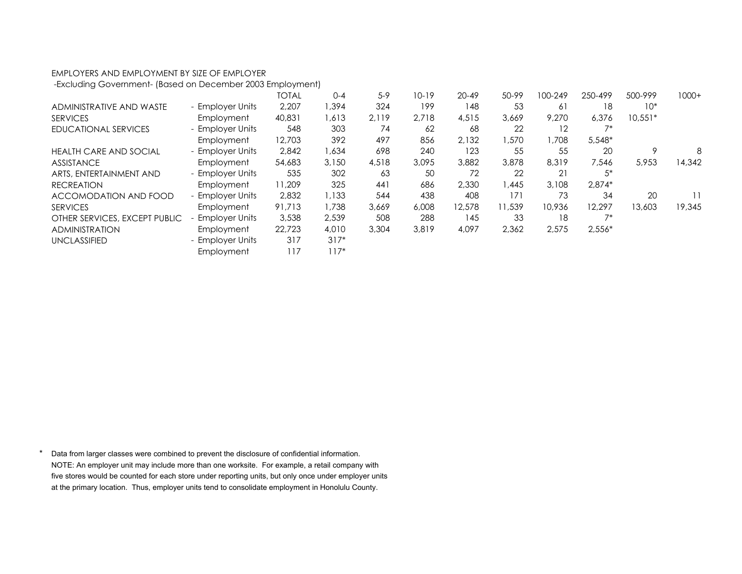EMPLOYERS AND EMPLOYMENT BY SIZE OF EMPLOYER
-Excluding Government- (Based on December 2003 Employment)

| | | TOTAL | 0-4 | 5-9 | 10-19 | 20-49 | 50-99 | 100-249 | 250-499 | 500-999 | 1000+ |
|---|---|---|---|---|---|---|---|---|---|---|---|
| ADMINISTRATIVE AND WASTE | - Employer Units | 2,207 | 1,394 | 324 | 199 | 148 | 53 | 61 | 18 | 10* | |
| SERVICES | Employment | 40,831 | 1,613 | 2,119 | 2,718 | 4,515 | 3,669 | 9,270 | 6,376 | 10,551* | |
| EDUCATIONAL SERVICES | - Employer Units | 548 | 303 | 74 | 62 | 68 | 22 | 12 | 7* | | |
| | Employment | 12,703 | 392 | 497 | 856 | 2,132 | 1,570 | 1,708 | 5,548* | | |
| HEALTH CARE AND SOCIAL | - Employer Units | 2,842 | 1,634 | 698 | 240 | 123 | 55 | 55 | 20 | 9 | 8 |
| ASSISTANCE | Employment | 54,683 | 3,150 | 4,518 | 3,095 | 3,882 | 3,878 | 8,319 | 7,546 | 5,953 | 14,342 |
| ARTS, ENTERTAINMENT AND | - Employer Units | 535 | 302 | 63 | 50 | 72 | 22 | 21 | 5* | | |
| RECREATION | Employment | 11,209 | 325 | 441 | 686 | 2,330 | 1,445 | 3,108 | 2,874* | | |
| ACCOMODATION AND FOOD | - Employer Units | 2,832 | 1,133 | 544 | 438 | 408 | 171 | 73 | 34 | 20 | 11 |
| SERVICES | Employment | 91,713 | 1,738 | 3,669 | 6,008 | 12,578 | 11,539 | 10,936 | 12,297 | 13,603 | 19,345 |
| OTHER SERVICES, EXCEPT PUBLIC | - Employer Units | 3,538 | 2,539 | 508 | 288 | 145 | 33 | 18 | 7* | | |
| ADMINISTRATION | Employment | 22,723 | 4,010 | 3,304 | 3,819 | 4,097 | 2,362 | 2,575 | 2,556* | | |
| UNCLASSIFIED | - Employer Units | 317 | 317* | | | | | | | | |
| | Employment | 117 | 117* | | | | | | | | |

\* Data from larger classes were combined to prevent the disclosure of confidential information.
NOTE: An employer unit may include more than one worksite. For example, a retail company with five stores would be counted for each store under reporting units, but only once under employer units at the primary location. Thus, employer units tend to consolidate employment in Honolulu County.